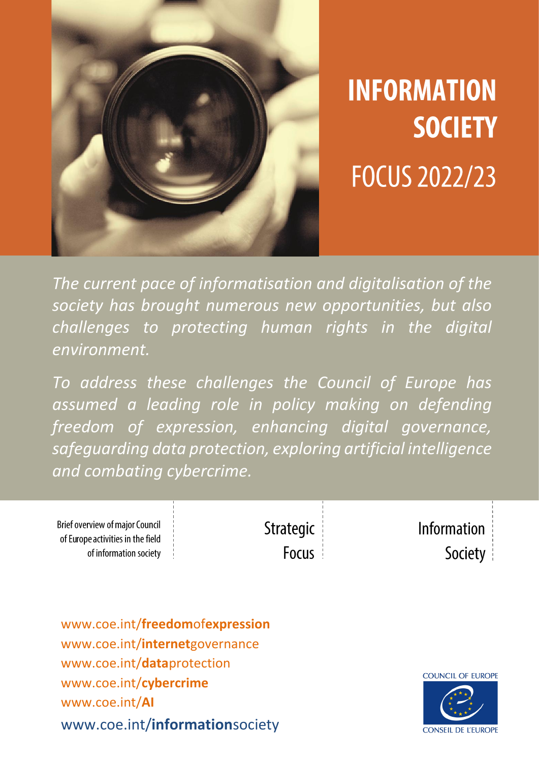# INFORMATION SOCIETY

## FOCUS 2022/23

*The current pace of informatisation and digitalisation of the society has brought numerous new opportunities, but also challenges to protecting human rights in the digital environment.*

*To address these challenges the Council of Europe has assumed a leading role in policy making on defending freedom of expression, enhancing digital governance, safeguarding data protection, exploring artificial intelligence and combating cybercrime.*

Brief overview of major Council of Europe activities in the field of information society

Strategic Focus

Information Society

www.coe.int/**freedom**of**expression**
www.coe.int/**internet**governance
www.coe.int/**data**protection
www.coe.int/**cybercrime**
www.coe.int/**AI**
www.coe.int/**information**society

COUNCIL OF EUROPE
CONSEIL DE L'EUROPE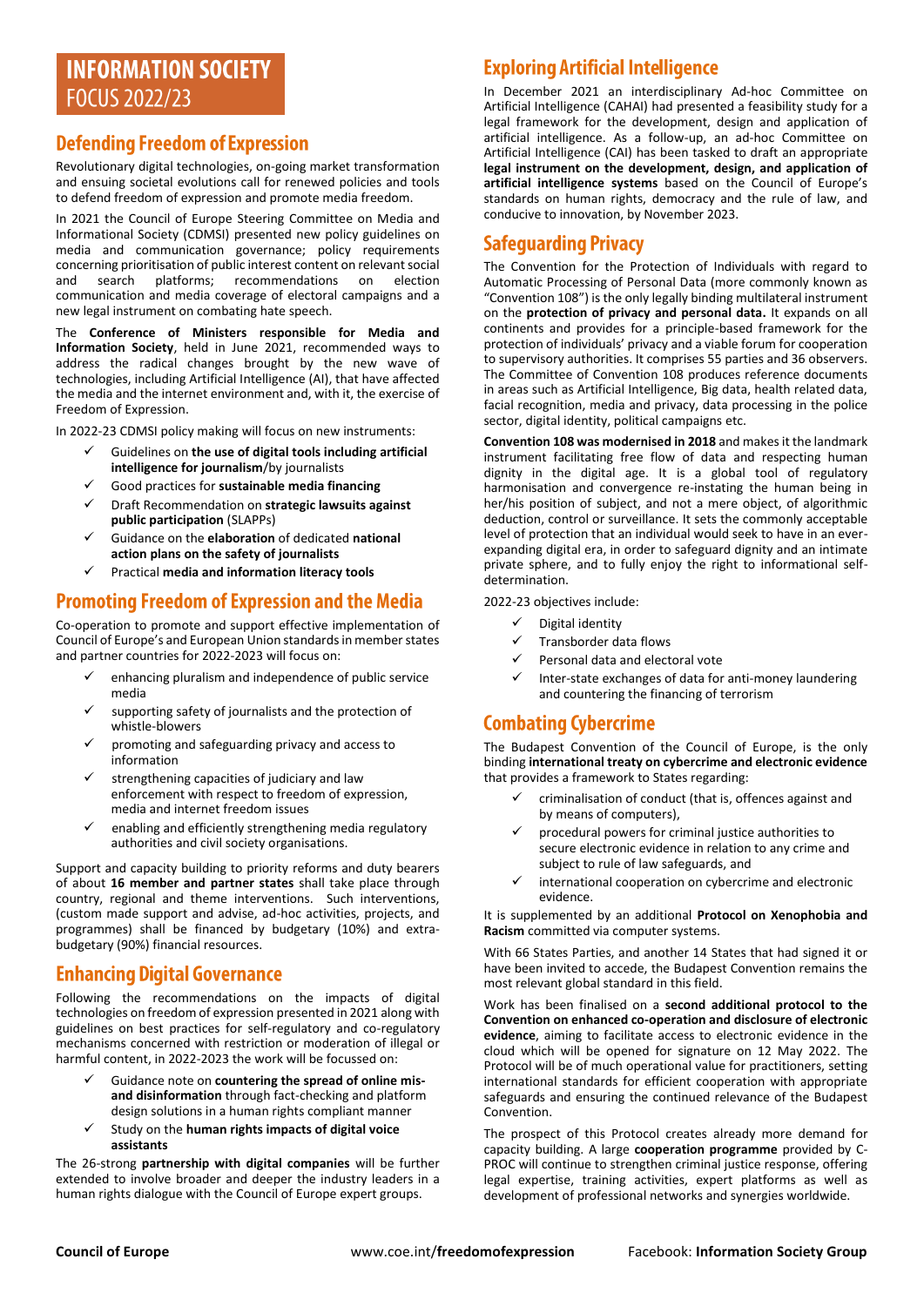# INFORMATION SOCIETY FOCUS 2022/23

## Defending Freedom of Expression

Revolutionary digital technologies, on-going market transformation and ensuing societal evolutions call for renewed policies and tools to defend freedom of expression and promote media freedom.

In 2021 the Council of Europe Steering Committee on Media and Informational Society (CDMSI) presented new policy guidelines on media and communication governance; policy requirements concerning prioritisation of public interest content on relevant social and search platforms; recommendations on election communication and media coverage of electoral campaigns and a new legal instrument on combating hate speech.

The **Conference of Ministers responsible for Media and Information Society**, held in June 2021, recommended ways to address the radical changes brought by the new wave of technologies, including Artificial Intelligence (AI), that have affected the media and the internet environment and, with it, the exercise of Freedom of Expression.

In 2022-23 CDMSI policy making will focus on new instruments:

- ✓ Guidelines on **the use of digital tools including artificial intelligence for journalism**/by journalists
- ✓ Good practices for **sustainable media financing**
- ✓ Draft Recommendation on **strategic lawsuits against public participation** (SLAPPs)
- ✓ Guidance on the **elaboration** of dedicated **national action plans on the safety of journalists**
- ✓ Practical **media and information literacy tools**

## Promoting Freedom of Expression and the Media

Co-operation to promote and support effective implementation of Council of Europe's and European Union standards in member states and partner countries for 2022-2023 will focus on:

- ✓ enhancing pluralism and independence of public service media
- ✓ supporting safety of journalists and the protection of whistle-blowers
- ✓ promoting and safeguarding privacy and access to information
- ✓ strengthening capacities of judiciary and law enforcement with respect to freedom of expression, media and internet freedom issues
- ✓ enabling and efficiently strengthening media regulatory authorities and civil society organisations.

Support and capacity building to priority reforms and duty bearers of about **16 member and partner states** shall take place through country, regional and theme interventions. Such interventions, (custom made support and advise, ad-hoc activities, projects, and programmes) shall be financed by budgetary (10%) and extra-budgetary (90%) financial resources.

## Enhancing Digital Governance

Following the recommendations on the impacts of digital technologies on freedom of expression presented in 2021 along with guidelines on best practices for self-regulatory and co-regulatory mechanisms concerned with restriction or moderation of illegal or harmful content, in 2022-2023 the work will be focussed on:

- ✓ Guidance note on **countering the spread of online mis- and disinformation** through fact-checking and platform design solutions in a human rights compliant manner
- ✓ Study on the **human rights impacts of digital voice assistants**

The 26-strong **partnership with digital companies** will be further extended to involve broader and deeper the industry leaders in a human rights dialogue with the Council of Europe expert groups.

## Exploring Artificial Intelligence

In December 2021 an interdisciplinary Ad-hoc Committee on Artificial Intelligence (CAHAI) had presented a feasibility study for a legal framework for the development, design and application of artificial intelligence. As a follow-up, an ad-hoc Committee on Artificial Intelligence (CAI) has been tasked to draft an appropriate **legal instrument on the development, design, and application of artificial intelligence systems** based on the Council of Europe's standards on human rights, democracy and the rule of law, and conducive to innovation, by November 2023.

## Safeguarding Privacy

The Convention for the Protection of Individuals with regard to Automatic Processing of Personal Data (more commonly known as "Convention 108") is the only legally binding multilateral instrument on the **protection of privacy and personal data.** It expands on all continents and provides for a principle-based framework for the protection of individuals' privacy and a viable forum for cooperation to supervisory authorities. It comprises 55 parties and 36 observers. The Committee of Convention 108 produces reference documents in areas such as Artificial Intelligence, Big data, health related data, facial recognition, media and privacy, data processing in the police sector, digital identity, political campaigns etc.

**Convention 108 was modernised in 2018** and makes it the landmark instrument facilitating free flow of data and respecting human dignity in the digital age. It is a global tool of regulatory harmonisation and convergence re-instating the human being in her/his position of subject, and not a mere object, of algorithmic deduction, control or surveillance. It sets the commonly acceptable level of protection that an individual would seek to have in an ever-expanding digital era, in order to safeguard dignity and an intimate private sphere, and to fully enjoy the right to informational self-determination.

2022-23 objectives include:

- ✓ Digital identity
- ✓ Transborder data flows
- ✓ Personal data and electoral vote
- ✓ Inter-state exchanges of data for anti-money laundering and countering the financing of terrorism

## Combating Cybercrime

The Budapest Convention of the Council of Europe, is the only binding **international treaty on cybercrime and electronic evidence** that provides a framework to States regarding:

- ✓ criminalisation of conduct (that is, offences against and by means of computers),
- ✓ procedural powers for criminal justice authorities to secure electronic evidence in relation to any crime and subject to rule of law safeguards, and
- ✓ international cooperation on cybercrime and electronic evidence.

It is supplemented by an additional **Protocol on Xenophobia and Racism** committed via computer systems.

With 66 States Parties, and another 14 States that had signed it or have been invited to accede, the Budapest Convention remains the most relevant global standard in this field.

Work has been finalised on a **second additional protocol to the Convention on enhanced co-operation and disclosure of electronic evidence**, aiming to facilitate access to electronic evidence in the cloud which will be opened for signature on 12 May 2022. The Protocol will be of much operational value for practitioners, setting international standards for efficient cooperation with appropriate safeguards and ensuring the continued relevance of the Budapest Convention.

The prospect of this Protocol creates already more demand for capacity building. A large **cooperation programme** provided by C-PROC will continue to strengthen criminal justice response, offering legal expertise, training activities, expert platforms as well as development of professional networks and synergies worldwide.

**Council of Europe** www.coe.int/**freedomofexpression** Facebook: **Information Society Group**